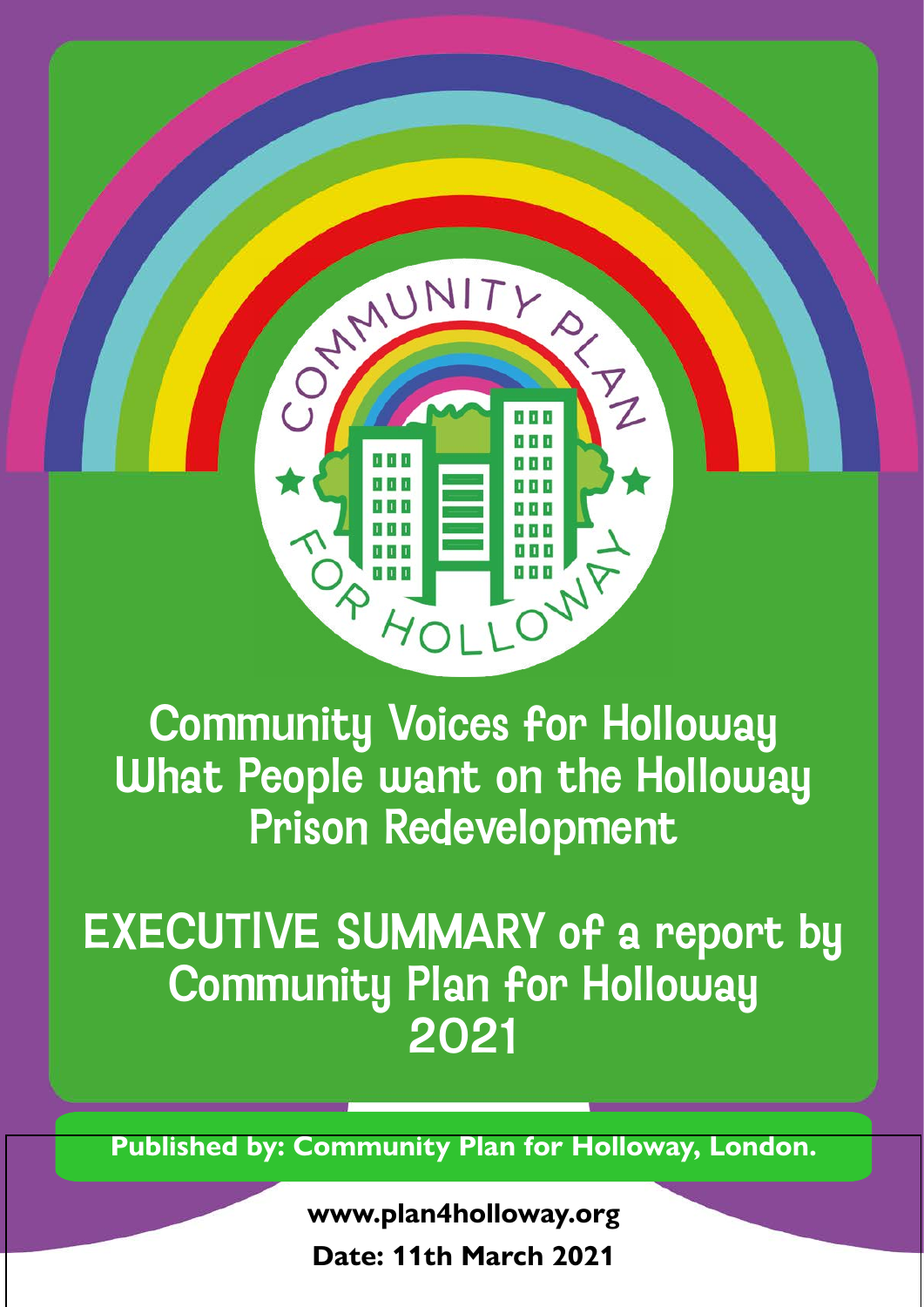COMMUNITY PLAN FOR HOLLOWAY

# Community Voices for Holloway
# What People want on the Holloway Prison Redevelopment

## EXECUTIVE SUMMARY of a report by Community Plan for Holloway 2021

**Published by: Community Plan for Holloway, London.**

**www.plan4holloway.org**

**Date: 11th March 2021**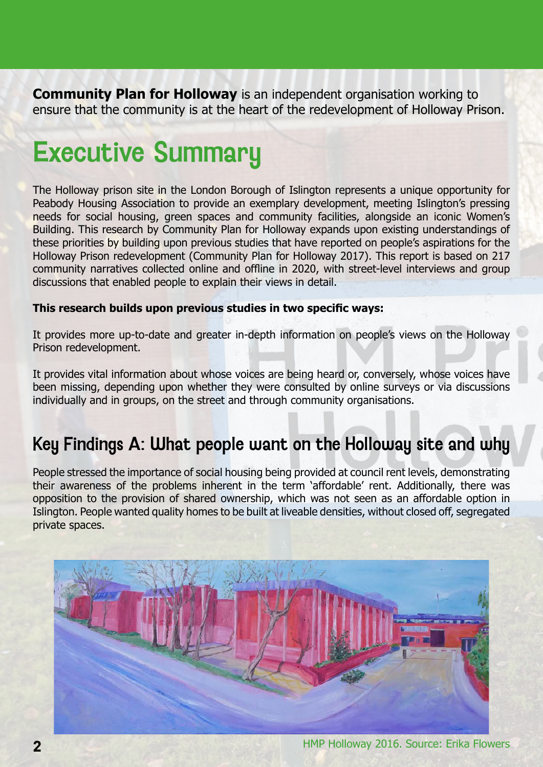**Community Plan for Holloway** is an independent organisation working to ensure that the community is at the heart of the redevelopment of Holloway Prison.

# Executive Summary

The Holloway prison site in the London Borough of Islington represents a unique opportunity for Peabody Housing Association to provide an exemplary development, meeting Islington's pressing needs for social housing, green spaces and community facilities, alongside an iconic Women's Building. This research by Community Plan for Holloway expands upon existing understandings of these priorities by building upon previous studies that have reported on people's aspirations for the Holloway Prison redevelopment (Community Plan for Holloway 2017). This report is based on 217 community narratives collected online and offline in 2020, with street-level interviews and group discussions that enabled people to explain their views in detail.

**This research builds upon previous studies in two specific ways:**

It provides more up-to-date and greater in-depth information on people's views on the Holloway Prison redevelopment.

It provides vital information about whose voices are being heard or, conversely, whose voices have been missing, depending upon whether they were consulted by online surveys or via discussions individually and in groups, on the street and through community organisations.

## Key Findings A: What people want on the Holloway site and why

People stressed the importance of social housing being provided at council rent levels, demonstrating their awareness of the problems inherent in the term 'affordable' rent. Additionally, there was opposition to the provision of shared ownership, which was not seen as an affordable option in Islington. People wanted quality homes to be built at liveable densities, without closed off, segregated private spaces.

HMP Holloway 2016. Source: Erika Flowers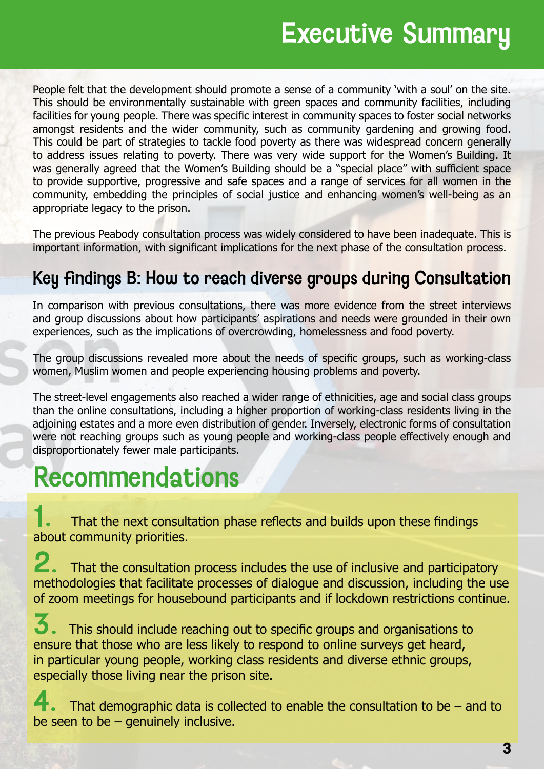# Executive Summary

People felt that the development should promote a sense of a community 'with a soul' on the site. This should be environmentally sustainable with green spaces and community facilities, including facilities for young people. There was specific interest in community spaces to foster social networks amongst residents and the wider community, such as community gardening and growing food. This could be part of strategies to tackle food poverty as there was widespread concern generally to address issues relating to poverty. There was very wide support for the Women's Building. It was generally agreed that the Women's Building should be a "special place" with sufficient space to provide supportive, progressive and safe spaces and a range of services for all women in the community, embedding the principles of social justice and enhancing women's well-being as an appropriate legacy to the prison.

The previous Peabody consultation process was widely considered to have been inadequate. This is important information, with significant implications for the next phase of the consultation process.

## Key findings B: How to reach diverse groups during Consultation

In comparison with previous consultations, there was more evidence from the street interviews and group discussions about how participants' aspirations and needs were grounded in their own experiences, such as the implications of overcrowding, homelessness and food poverty.

The group discussions revealed more about the needs of specific groups, such as working-class women, Muslim women and people experiencing housing problems and poverty.

The street-level engagements also reached a wider range of ethnicities, age and social class groups than the online consultations, including a higher proportion of working-class residents living in the adjoining estates and a more even distribution of gender. Inversely, electronic forms of consultation were not reaching groups such as young people and working-class people effectively enough and disproportionately fewer male participants.

# Recommendations

1. That the next consultation phase reflects and builds upon these findings about community priorities.

2. That the consultation process includes the use of inclusive and participatory methodologies that facilitate processes of dialogue and discussion, including the use of zoom meetings for housebound participants and if lockdown restrictions continue.

3. This should include reaching out to specific groups and organisations to ensure that those who are less likely to respond to online surveys get heard, in particular young people, working class residents and diverse ethnic groups, especially those living near the prison site.

4. That demographic data is collected to enable the consultation to be – and to be seen to be – genuinely inclusive.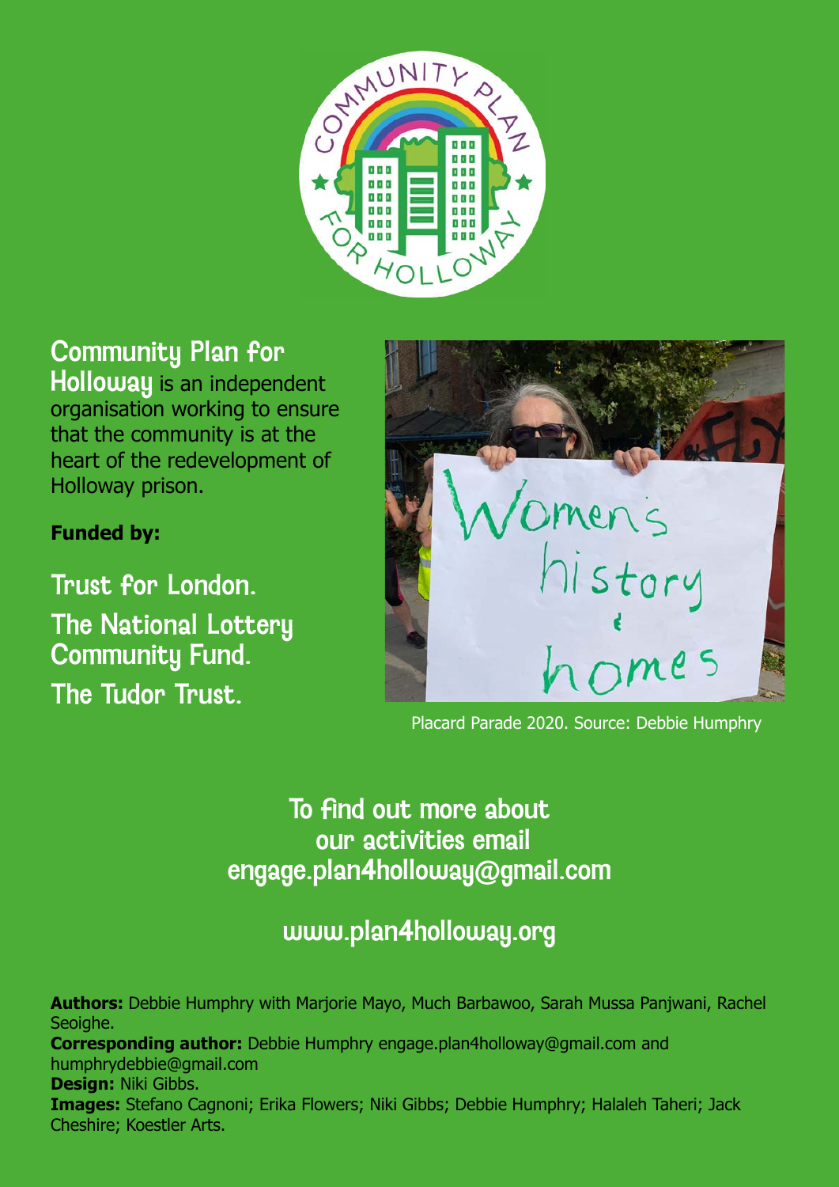**Community Plan for Holloway** is an independent organisation working to ensure that the community is at the heart of the redevelopment of Holloway prison.

**Funded by:**

Trust for London.

The National Lottery Community Fund.

The Tudor Trust.

Placard Parade 2020. Source: Debbie Humphry

To find out more about our activities email engage.plan4holloway@gmail.com

www.plan4holloway.org

**Authors:** Debbie Humphry with Marjorie Mayo, Much Barbawoo, Sarah Mussa Panjwani, Rachel Seoighe.

**Corresponding author:** Debbie Humphry engage.plan4holloway@gmail.com and humphrydebbie@gmail.com

**Design:** Niki Gibbs.

**Images:** Stefano Cagnoni; Erika Flowers; Niki Gibbs; Debbie Humphry; Halaleh Taheri; Jack Cheshire; Koestler Arts.